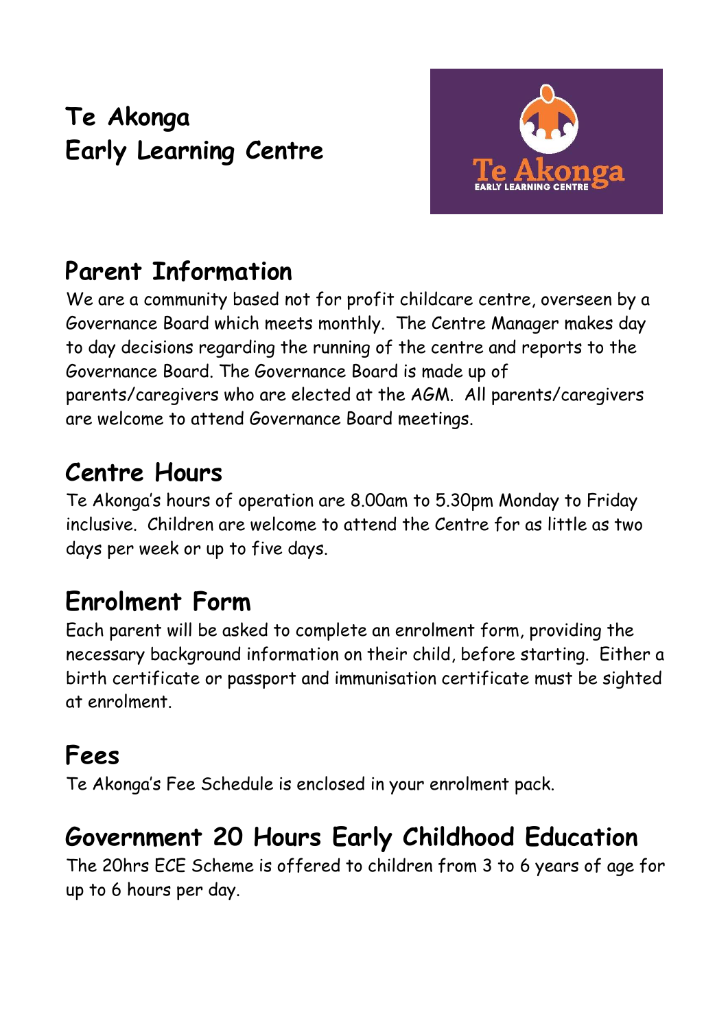# Te Akonga
# Early Learning Centre

## Parent Information

We are a community based not for profit childcare centre, overseen by a Governance Board which meets monthly. The Centre Manager makes day to day decisions regarding the running of the centre and reports to the Governance Board. The Governance Board is made up of parents/caregivers who are elected at the AGM. All parents/caregivers are welcome to attend Governance Board meetings.

## Centre Hours

Te Akonga's hours of operation are 8.00am to 5.30pm Monday to Friday inclusive. Children are welcome to attend the Centre for as little as two days per week or up to five days.

## Enrolment Form

Each parent will be asked to complete an enrolment form, providing the necessary background information on their child, before starting. Either a birth certificate or passport and immunisation certificate must be sighted at enrolment.

## Fees

Te Akonga's Fee Schedule is enclosed in your enrolment pack.

## Government 20 Hours Early Childhood Education

The 20hrs ECE Scheme is offered to children from 3 to 6 years of age for up to 6 hours per day.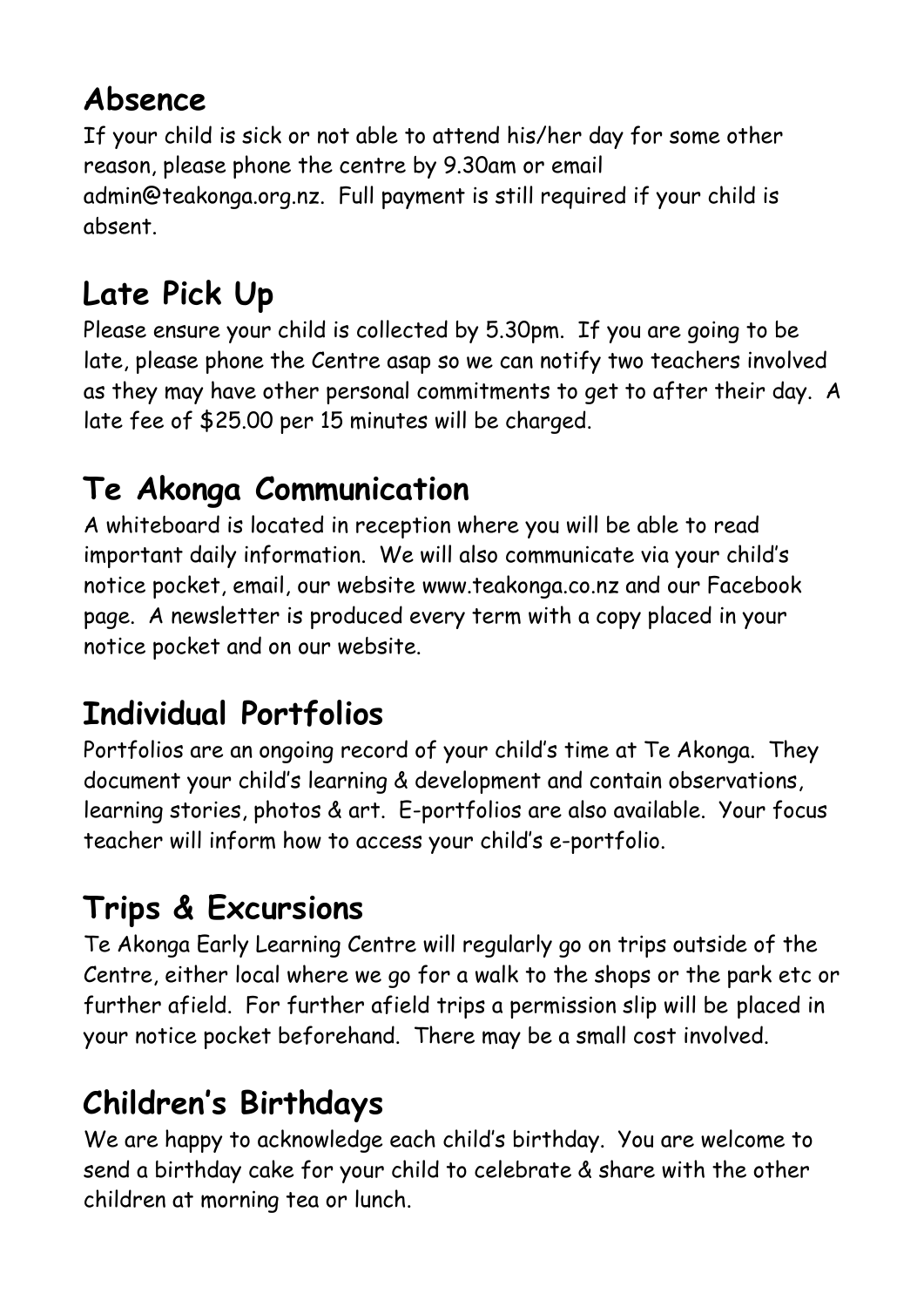## Absence

If your child is sick or not able to attend his/her day for some other reason, please phone the centre by 9.30am or email admin@teakonga.org.nz. Full payment is still required if your child is absent.

## Late Pick Up

Please ensure your child is collected by 5.30pm. If you are going to be late, please phone the Centre asap so we can notify two teachers involved as they may have other personal commitments to get to after their day. A late fee of $25.00 per 15 minutes will be charged.

## Te Akonga Communication

A whiteboard is located in reception where you will be able to read important daily information. We will also communicate via your child's notice pocket, email, our website www.teakonga.co.nz and our Facebook page. A newsletter is produced every term with a copy placed in your notice pocket and on our website.

## Individual Portfolios

Portfolios are an ongoing record of your child's time at Te Akonga. They document your child's learning & development and contain observations, learning stories, photos & art. E-portfolios are also available. Your focus teacher will inform how to access your child's e-portfolio.

## Trips & Excursions

Te Akonga Early Learning Centre will regularly go on trips outside of the Centre, either local where we go for a walk to the shops or the park etc or further afield. For further afield trips a permission slip will be placed in your notice pocket beforehand. There may be a small cost involved.

## Children's Birthdays

We are happy to acknowledge each child's birthday. You are welcome to send a birthday cake for your child to celebrate & share with the other children at morning tea or lunch.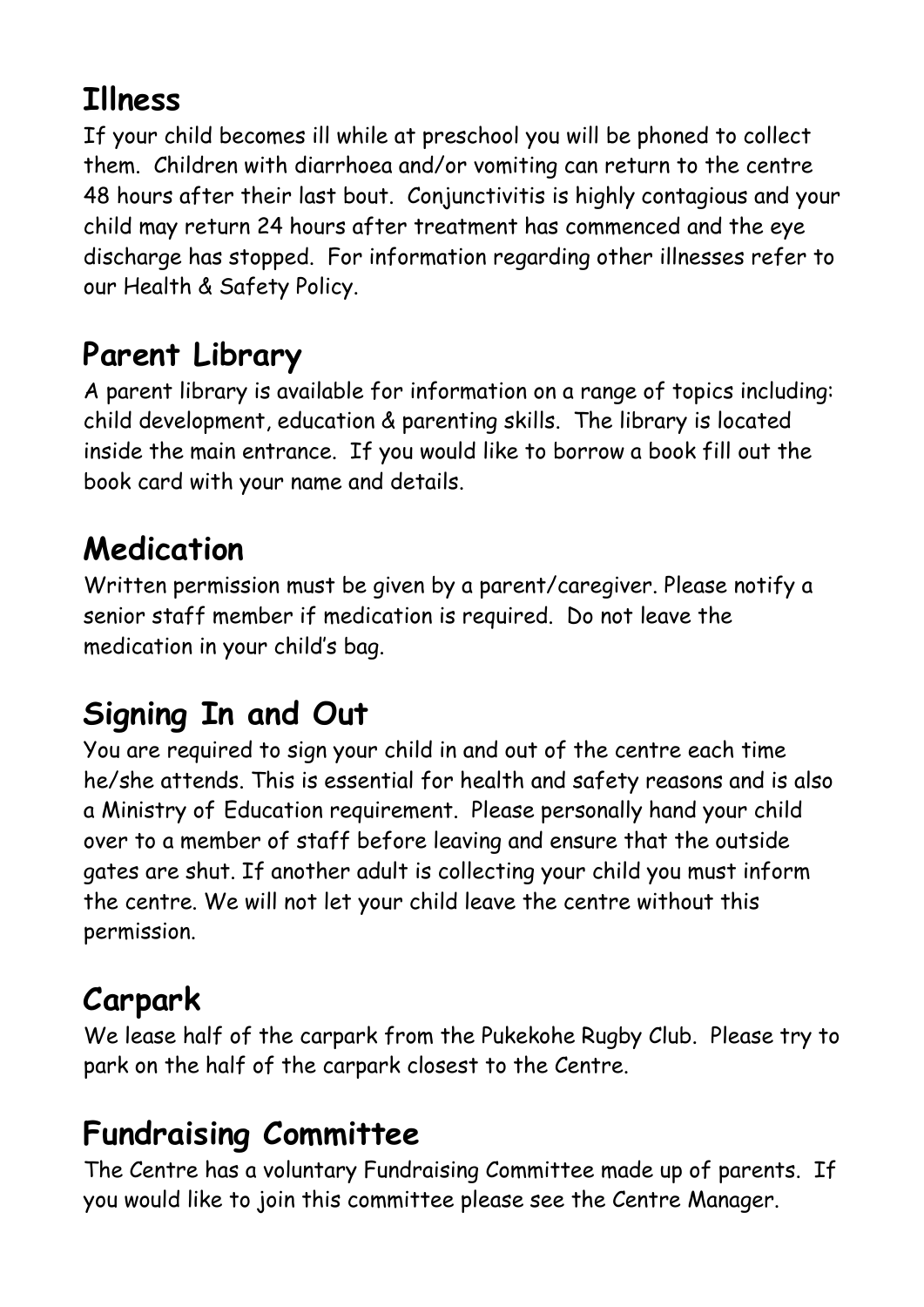## Illness

If your child becomes ill while at preschool you will be phoned to collect them. Children with diarrhoea and/or vomiting can return to the centre 48 hours after their last bout. Conjunctivitis is highly contagious and your child may return 24 hours after treatment has commenced and the eye discharge has stopped. For information regarding other illnesses refer to our Health & Safety Policy.

## Parent Library

A parent library is available for information on a range of topics including: child development, education & parenting skills. The library is located inside the main entrance. If you would like to borrow a book fill out the book card with your name and details.

## Medication

Written permission must be given by a parent/caregiver. Please notify a senior staff member if medication is required. Do not leave the medication in your child's bag.

## Signing In and Out

You are required to sign your child in and out of the centre each time he/she attends. This is essential for health and safety reasons and is also a Ministry of Education requirement. Please personally hand your child over to a member of staff before leaving and ensure that the outside gates are shut. If another adult is collecting your child you must inform the centre. We will not let your child leave the centre without this permission.

## Carpark

We lease half of the carpark from the Pukekohe Rugby Club. Please try to park on the half of the carpark closest to the Centre.

## Fundraising Committee

The Centre has a voluntary Fundraising Committee made up of parents. If you would like to join this committee please see the Centre Manager.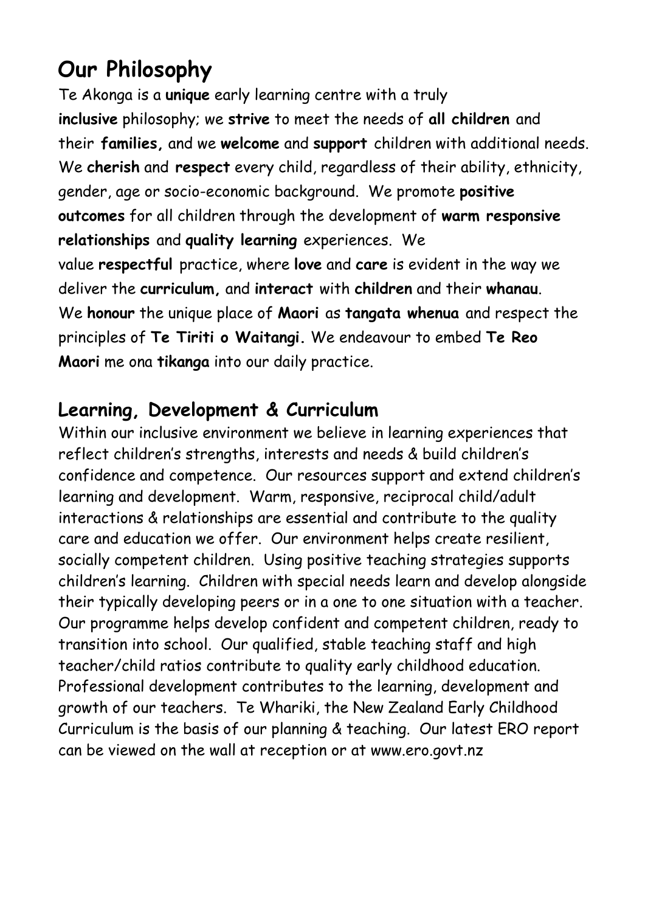# Our Philosophy

Te Akonga is a **unique** early learning centre with a truly **inclusive** philosophy; we **strive** to meet the needs of **all children** and their **families,** and we **welcome** and **support** children with additional needs. We **cherish** and **respect** every child, regardless of their ability, ethnicity, gender, age or socio-economic background. We promote **positive outcomes** for all children through the development of **warm responsive relationships** and **quality learning** experiences. We value **respectful** practice, where **love** and **care** is evident in the way we deliver the **curriculum,** and **interact** with **children** and their **whanau**. We **honour** the unique place of **Maori** as **tangata whenua** and respect the principles of **Te Tiriti o Waitangi.** We endeavour to embed **Te Reo Maori** me ona **tikanga** into our daily practice.

## Learning, Development & Curriculum

Within our inclusive environment we believe in learning experiences that reflect children's strengths, interests and needs & build children's confidence and competence. Our resources support and extend children's learning and development. Warm, responsive, reciprocal child/adult interactions & relationships are essential and contribute to the quality care and education we offer. Our environment helps create resilient, socially competent children. Using positive teaching strategies supports children's learning. Children with special needs learn and develop alongside their typically developing peers or in a one to one situation with a teacher. Our programme helps develop confident and competent children, ready to transition into school. Our qualified, stable teaching staff and high teacher/child ratios contribute to quality early childhood education. Professional development contributes to the learning, development and growth of our teachers. Te Whariki, the New Zealand Early Childhood Curriculum is the basis of our planning & teaching. Our latest ERO report can be viewed on the wall at reception or at www.ero.govt.nz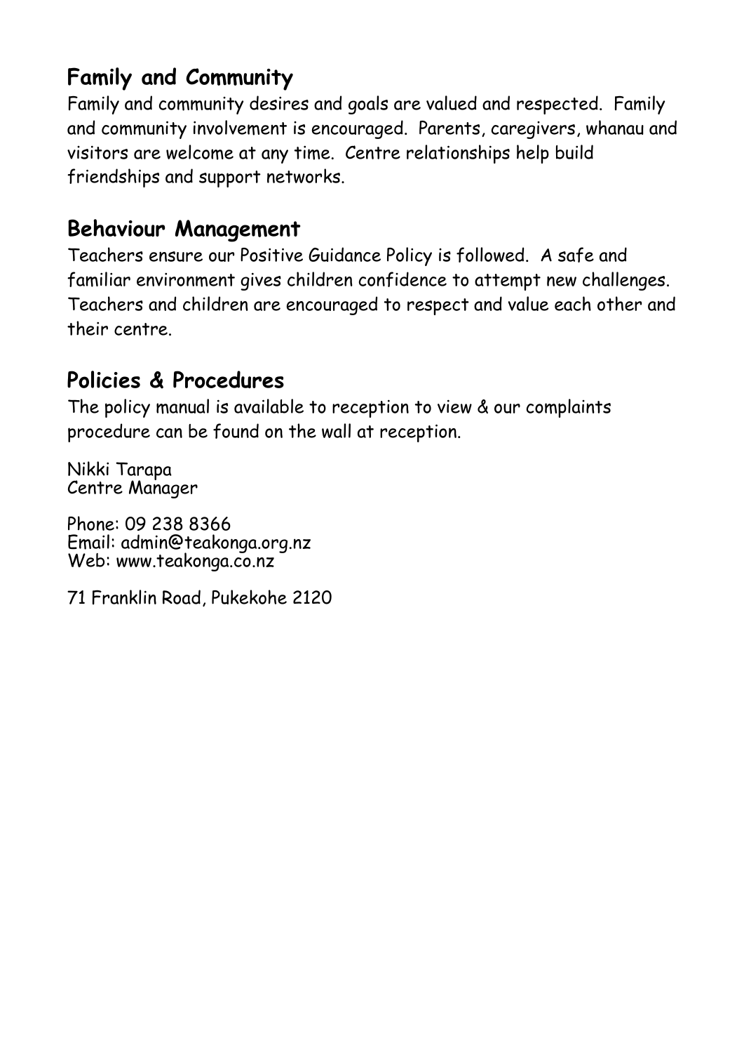## Family and Community

Family and community desires and goals are valued and respected. Family and community involvement is encouraged. Parents, caregivers, whanau and visitors are welcome at any time. Centre relationships help build friendships and support networks.

## Behaviour Management

Teachers ensure our Positive Guidance Policy is followed. A safe and familiar environment gives children confidence to attempt new challenges. Teachers and children are encouraged to respect and value each other and their centre.

## Policies & Procedures

The policy manual is available to reception to view & our complaints procedure can be found on the wall at reception.

Nikki Tarapa
Centre Manager

Phone: 09 238 8366
Email: admin@teakonga.org.nz
Web: www.teakonga.co.nz

71 Franklin Road, Pukekohe 2120